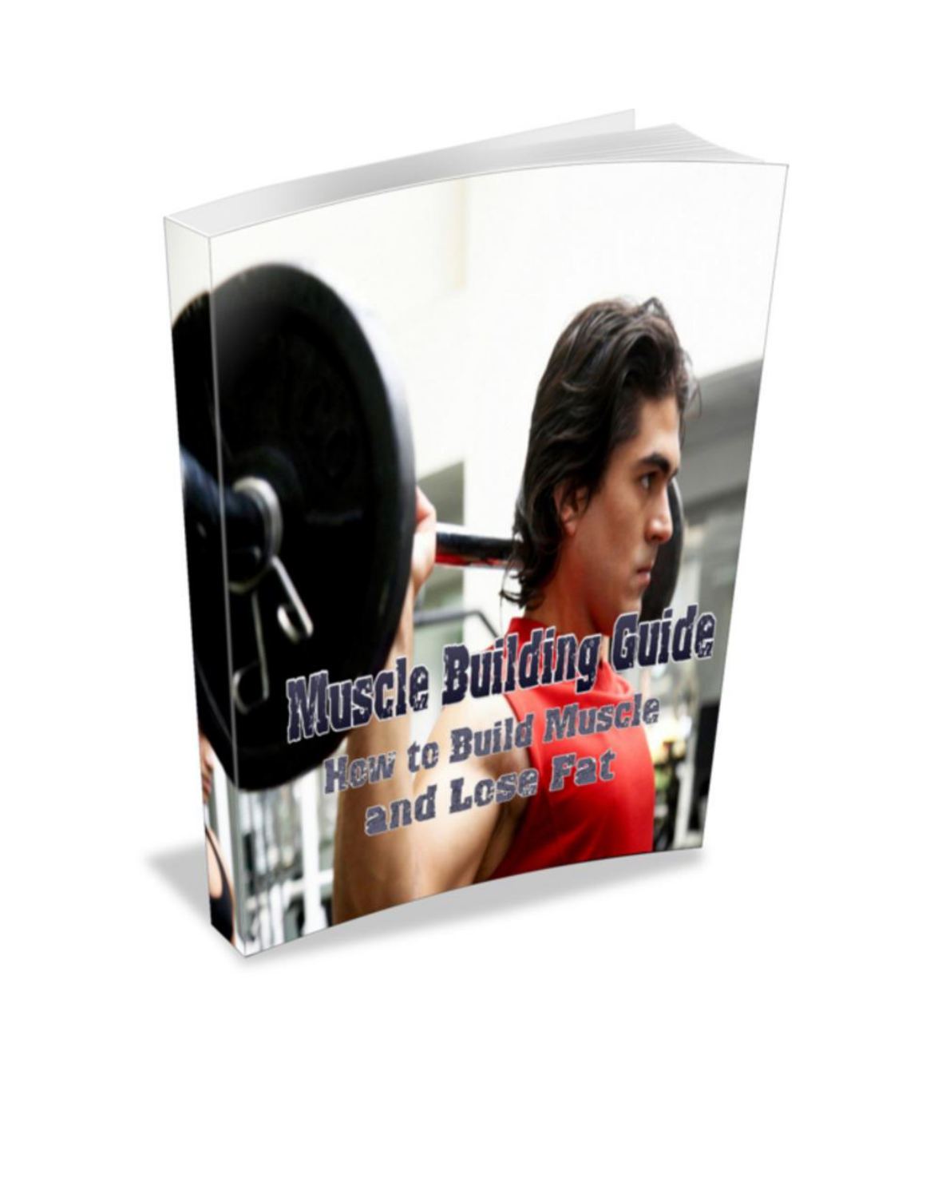# Muscle Building Guide

## How to Build Muscle and Lose Fat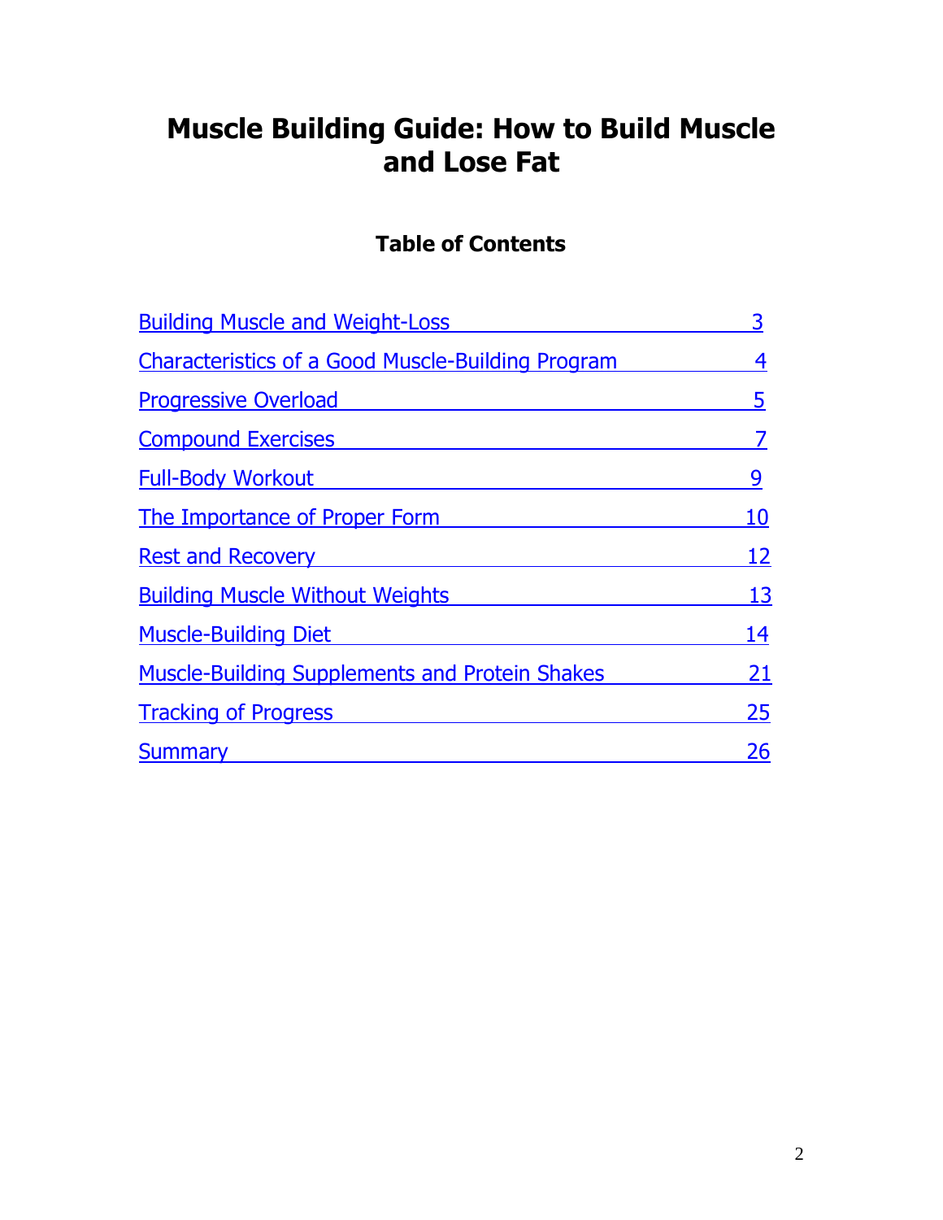# Muscle Building Guide: How to Build Muscle and Lose Fat

## Table of Contents

| | |
|---|---|
| Building Muscle and Weight-Loss | 3 |
| Characteristics of a Good Muscle-Building Program | 4 |
| Progressive Overload | 5 |
| Compound Exercises | 7 |
| Full-Body Workout | 9 |
| The Importance of Proper Form | 10 |
| Rest and Recovery | 12 |
| Building Muscle Without Weights | 13 |
| Muscle-Building Diet | 14 |
| Muscle-Building Supplements and Protein Shakes | 21 |
| Tracking of Progress | 25 |
| Summary | 26 |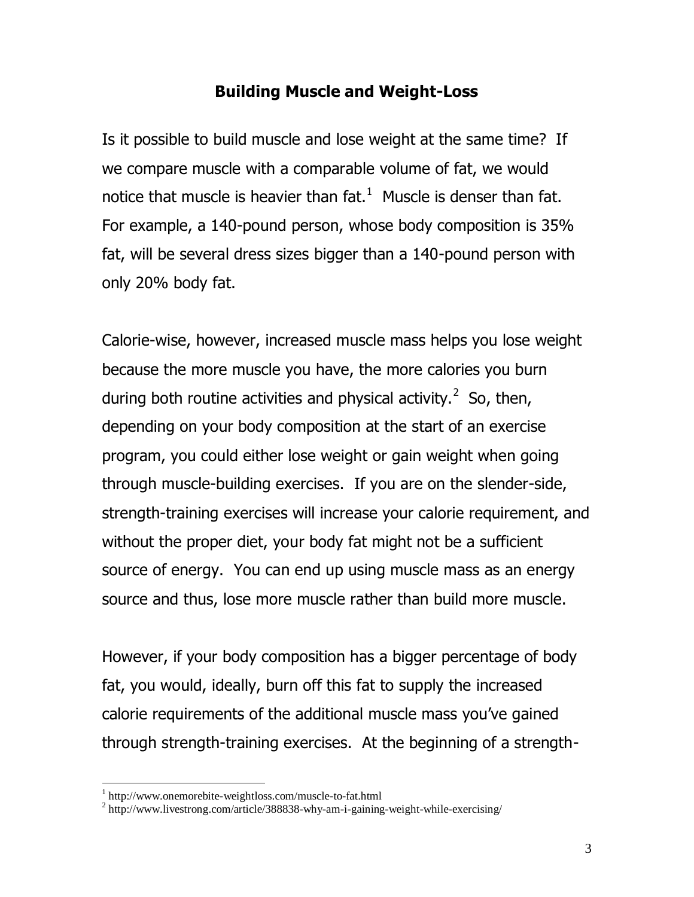## Building Muscle and Weight-Loss

Is it possible to build muscle and lose weight at the same time? If we compare muscle with a comparable volume of fat, we would notice that muscle is heavier than fat.[1] Muscle is denser than fat. For example, a 140-pound person, whose body composition is 35% fat, will be several dress sizes bigger than a 140-pound person with only 20% body fat.

Calorie-wise, however, increased muscle mass helps you lose weight because the more muscle you have, the more calories you burn during both routine activities and physical activity.[2] So, then, depending on your body composition at the start of an exercise program, you could either lose weight or gain weight when going through muscle-building exercises. If you are on the slender-side, strength-training exercises will increase your calorie requirement, and without the proper diet, your body fat might not be a sufficient source of energy. You can end up using muscle mass as an energy source and thus, lose more muscle rather than build more muscle.

However, if your body composition has a bigger percentage of body fat, you would, ideally, burn off this fat to supply the increased calorie requirements of the additional muscle mass you've gained through strength-training exercises. At the beginning of a strength-

[1] http://www.onemorebite-weightloss.com/muscle-to-fat.html

[2] http://www.livestrong.com/article/388838-why-am-i-gaining-weight-while-exercising/